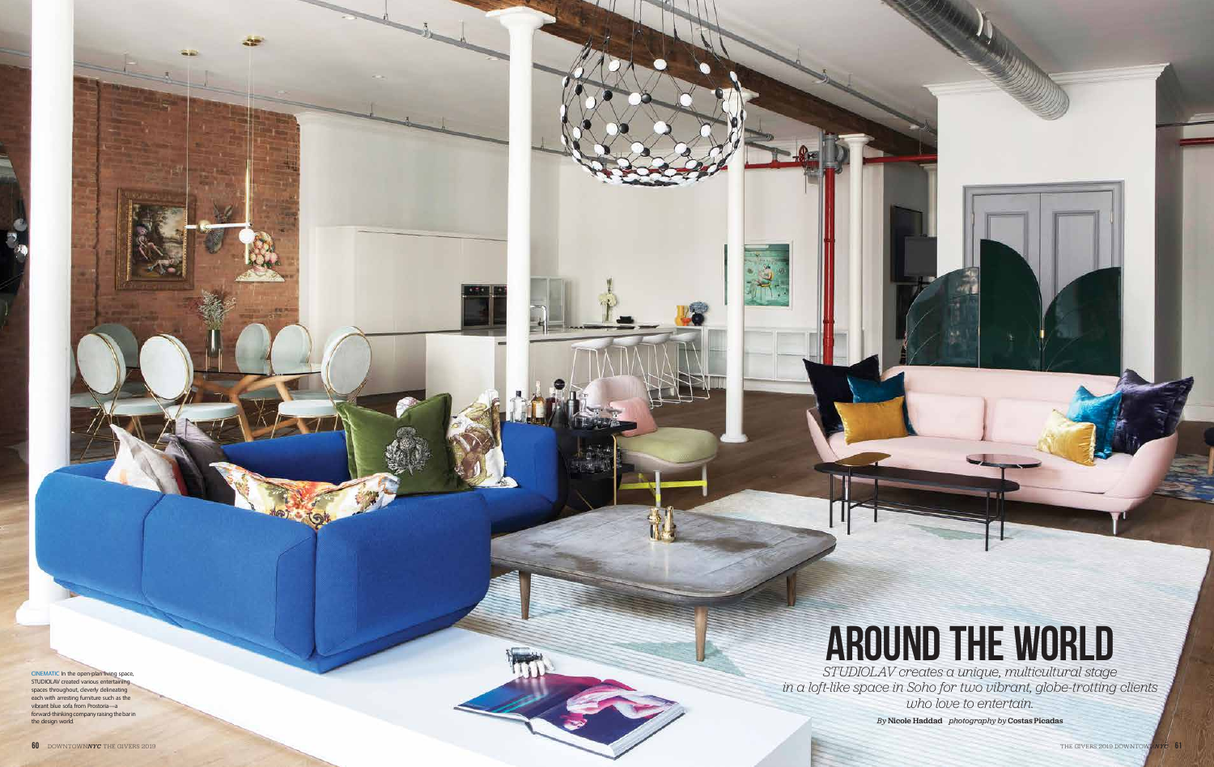# AROUND THE WORLD

*STUDIOLAV creates a unique, multicultural stage in a loft-like space in Soho for two vibrant, globe-trotting clients who love to entertain.*

*By* **Nicole Haddad** *photography by* **Costas Picadas**

CINEMATIC In the open-plan living space, STUDIOLAV created various entertaining spaces throughout, cleverly delineating each with arresting furniture such as the vibrant blue sofa from Prostoria—a forward-thinking company raising the bar in the design world.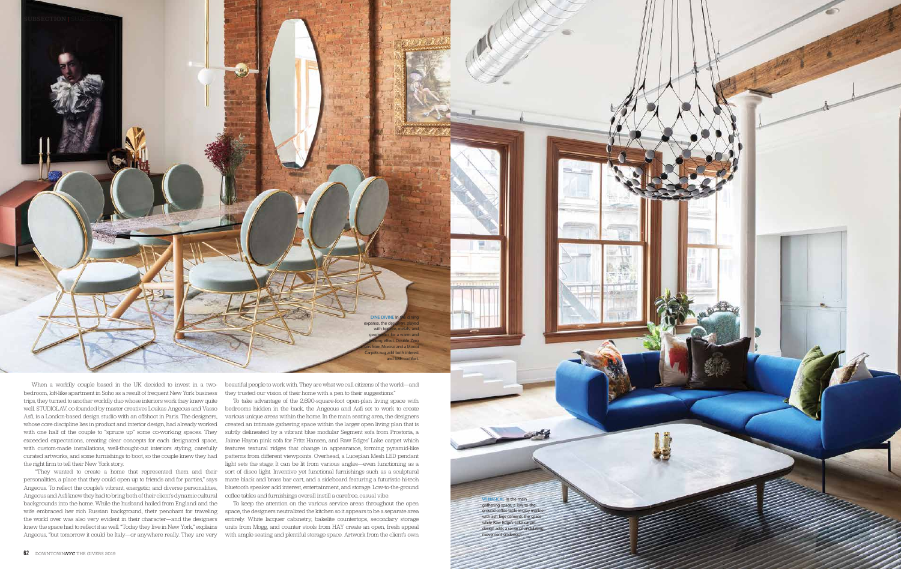When a worldly couple based in the UK decided to invest in a two-bedroom, loft-like apartment in Soho as a result of frequent New York business trips, they turned to another worldly duo whose interiors work they knew quite well. STUDIOLAV, co-founded by master creatives Loukas Angeous and Vasso Asfi, is a London-based design studio with an offshoot in Paris. The designers, whose core discipline lies in product and interior design, had already worked with one half of the couple to "spruce up" some co-working spaces. They exceeded expectations, creating clear concepts for each designated space, with custom-made installations, well-thought-out interiors styling, carefully curated artworks, and some furnishings to boot, so the couple knew they had the right firm to tell their New York story.

"They wanted to create a home that represented them and their personalities, a place that they could open up to friends and for parties," says Angeous. To reflect the couple's vibrant, energetic, and diverse personalities, Angeous and Asfi knew they had to bring both of their client's dynamic cultural backgrounds into the home. While the husband hailed from England and the wife embraced her rich Russian background, their penchant for traveling the world over was also very evident in their character—and the designers knew the space had to reflect it as well. "Today they live in New York," explains Angeous, "but tomorrow it could be Italy—or anywhere really. They are very beautiful people to work with. They are what we call citizens of the world—and they trusted our vision of their home with a pen to their suggestions."

To take advantage of the 2,690-square-foot open-plan living space with bedrooms hidden in the back, the Angeous and Asfi set to work to create various unique areas within the home. In the main seating area, the designers created an intimate gathering space within the larger open living plan that is subtly delineated by a vibrant blue modular Segment sofa from Prostoria, a Jaime Hayon pink sofa for Fritz Hansen, and Raw Edges' Lake carpet which features textural ridges that change in appearance, forming pyramid-like patterns from different viewpoints. Overhead, a Luceplan Mesh LED pendant light sets the stage; it can be lit from various angles—even functioning as a sort of disco light. Inventive yet functional furnishings such as a sculptural matte black and brass bar cart, and a sideboard featuring a futuristic hi-tech bluetooth speaker add interest, entertainment, and storage. Low-to-the-ground coffee tables and furnishings overall instill a carefree, casual vibe.

To keep the attention on the various service areas throughout the open space, the designers neutralized the kitchen so it appears to be a separate area entirely. White lacquer cabinetry, bakelite countertops, secondary storage units from Mogg, and counter stools from HAY create an open, fresh appeal with ample seating and plentiful storage space. Artwork from the client's own

**DINE DIVINE** In the dining expanse, the designers played with textures, metals, and geometrics for a warm and inviting effect. Double Zero chairs from Moroso and a Moooi Carpets rug add both interest and lush comfort.

**WHIMSICAL** In the main gathering space, a low-to-the-ground coffee table in gray marble with ash legs cements the space while Raw Edges' Lake carpet design adds a sense of undulating movement underfoot.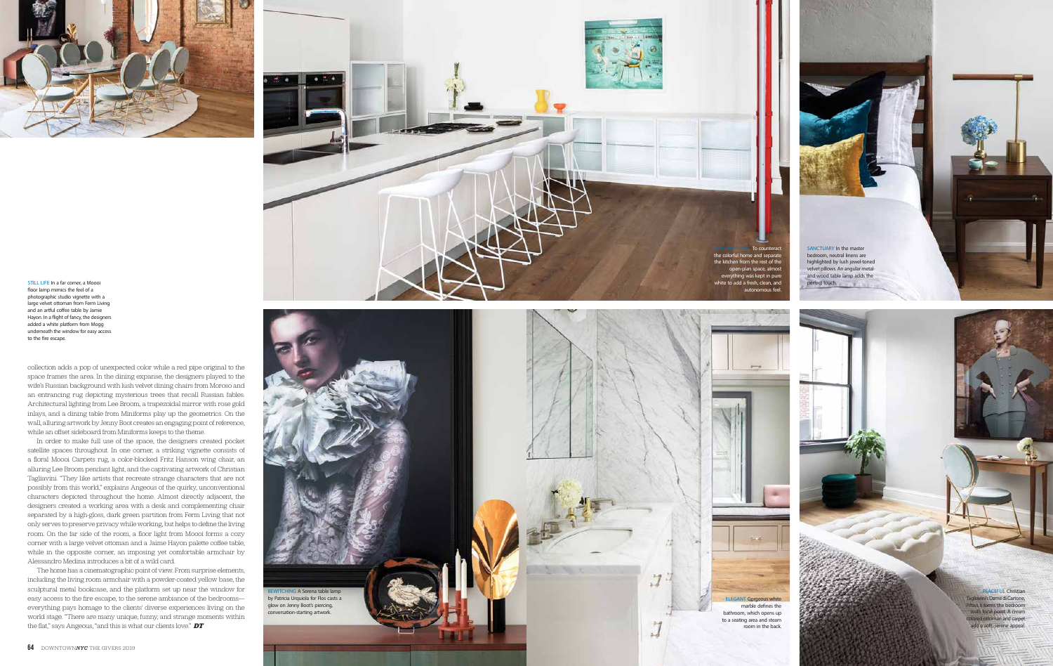STILL LIFE In a far corner, a Moooi floor lamp mimics the feel of a photographic studio vignette with a large velvet ottoman from Ferm Living and an artful coffee table by Jaime Hayon. In a flight of fancy, the designers added a white platform from Mogg underneath the window for easy access to the fire escape.

collection adds a pop of unexpected color while a red pipe original to the space frames the area. In the dining expanse, the designers played to the wife's Russian background with lush velvet dining chairs from Moroso and an entrancing rug depicting mysterious trees that recall Russian fables. Architectural lighting from Lee Broom, a trapezoidal mirror with rose gold inlays, and a dining table from Miniforms play up the geometrics. On the wall, alluring artwork by Jenny Boot creates an engaging point of reference, while an offset sideboard from Miniforms keeps to the theme.

In order to make full use of the space, the designers created pocket satellite spaces throughout. In one corner, a striking vignette consists of a floral Moooi Carpets rug, a color-blocked Fritz Hanson wing chair, an alluring Lee Broom pendant light, and the captivating artwork of Christian Tagliavini. "They like artists that recreate strange characters that are not possibly from this world," explains Angeous of the quirky, unconventional characters depicted throughout the home. Almost directly adjacent, the designers created a working area with a desk and complementing chair separated by a high-gloss, dark green partition from Ferm Living that not only serves to preserve privacy while working, but helps to define the living room. On the far side of the room, a floor light from Moooi forms a cozy corner with a large velvet ottoman and a Jaime Hayon palette coffee table, while in the opposite corner, an imposing yet comfortable armchair by Alessandro Medina introduces a bit of a wild card.

The home has a cinematographic point of view. From surprise elements, including the living room armchair with a powder-coated yellow base, the sculptural metal bookcase, and the platform set up near the window for easy access to the fire escape, to the serene ambiance of the bedrooms—everything pays homage to the clients' diverse experiences living on the world stage. "There are many unique, funny, and strange moments within the flat," says Angeous, "and this is what our clients love." *DT*

PURE & SIMPLE To counteract the colorful home and separate the kitchen from the rest of the open-plan space, almost everything was kept in pure white to add a fresh, clean, and autonomous feel.

SANCTUARY In the master bedroom, neutral linens are highlighted by lush jewel-toned velvet pillows. An angular metal-and-wood table lamp adds the perfect touch.

BEWITCHING A Serena table lamp by Patricia Urquiola for Flos casts a glow on Jenny Boot's piercing, conversation-starting artwork.

ELEGANT Gorgeous white marble defines the bathroom, which opens up to a seating area and steam room in the back.

PEACEFUL Christian Tagliavini's Dama di Cartone, Frities II forms the bedroom wall's focal point. A cream colored ottoman and carpet add a soft, serene appeal.